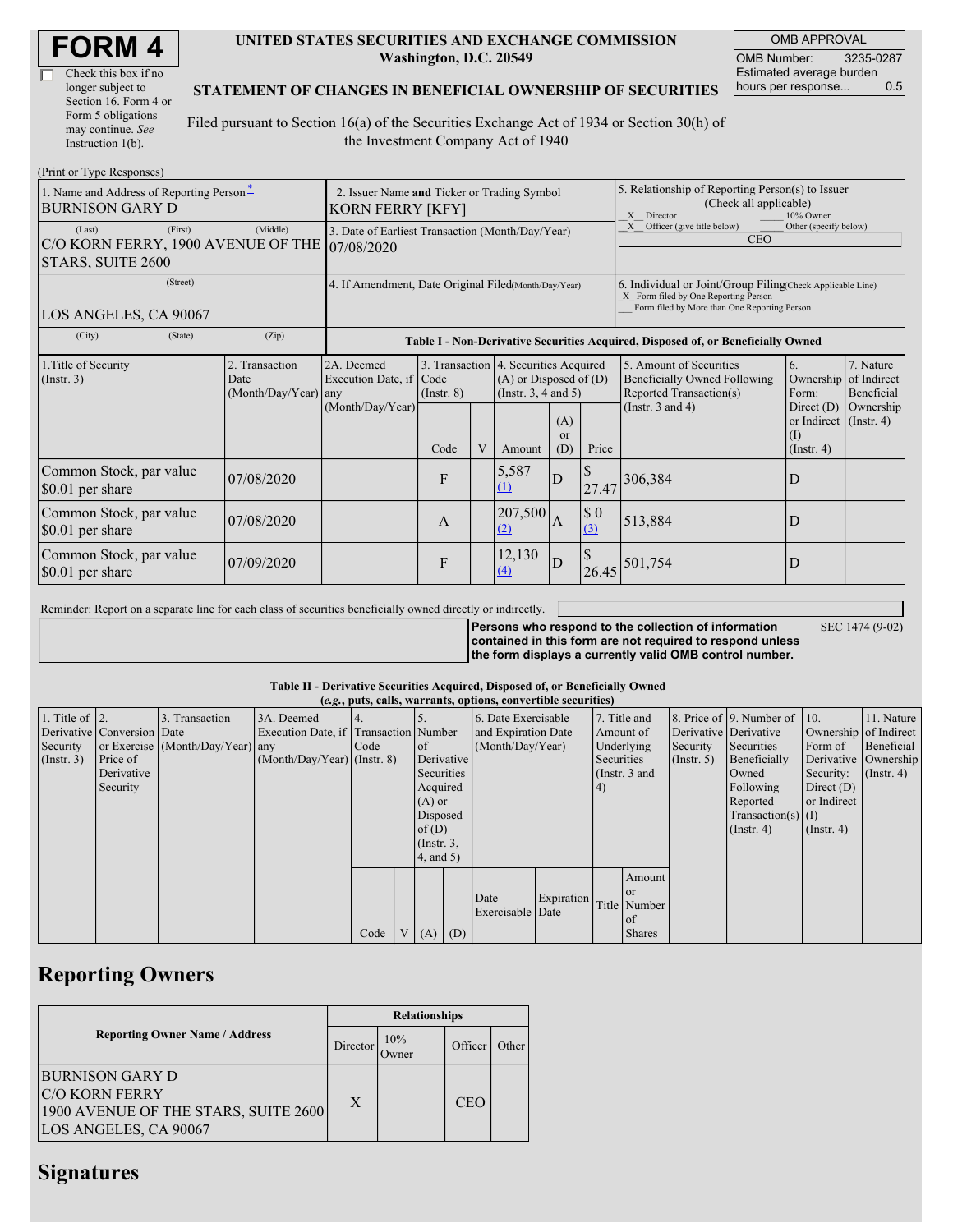# FORM 4

☐ Check this box if no longer subject to Section 16. Form 4 or Form 5 obligations may continue. *See* Instruction 1(b).

**UNITED STATES SECURITIES AND EXCHANGE COMMISSION**
**Washington, D.C. 20549**

**STATEMENT OF CHANGES IN BENEFICIAL OWNERSHIP OF SECURITIES**

Filed pursuant to Section 16(a) of the Securities Exchange Act of 1934 or Section 30(h) of the Investment Company Act of 1940

| OMB APPROVAL | |
|---|---|
| OMB Number: | 3235-0287 |
| Estimated average burden hours per response... | 0.5 |

(Print or Type Responses)

| 1. Name and Address of Reporting Person* | 2. Issuer Name and Ticker or Trading Symbol | 5. Relationship of Reporting Person(s) to Issuer (Check all applicable) |
|---|---|---|
| BURNISON GARY D | KORN FERRY [KFY] | X Director ___ 10% Owner |
| (Last) (First) (Middle) C/O KORN FERRY, 1900 AVENUE OF THE STARS, SUITE 2600 | 3. Date of Earliest Transaction (Month/Day/Year) 07/08/2020 | X Officer (give title below) ___ Other (specify below) CEO |
| (Street) LOS ANGELES, CA 90067 | 4. If Amendment, Date Original Filed (Month/Day/Year) | 6. Individual or Joint/Group Filing (Check Applicable Line) X Form filed by One Reporting Person ___ Form filed by More than One Reporting Person |
| (City) (State) (Zip) | | |

**Table I - Non-Derivative Securities Acquired, Disposed of, or Beneficially Owned**

| 1.Title of Security (Instr. 3) | 2. Transaction Date (Month/Day/Year) | 2A. Deemed Execution Date, if any (Month/Day/Year) | 3. Transaction Code (Instr. 8) | | 4. Securities Acquired (A) or Disposed of (D) (Instr. 3, 4 and 5) | | | 5. Amount of Securities Beneficially Owned Following Reported Transaction(s) (Instr. 3 and 4) | 6. Ownership Form: Direct (D) or Indirect (I) (Instr. 4) | 7. Nature of Indirect Beneficial Ownership (Instr. 4) |
|---|---|---|---|---|---|---|---|---|---|---|
| | | | Code | V | Amount | (A) or (D) | Price | | | |
| Common Stock, par value $0.01 per share | 07/08/2020 | | F | | 5,587 (1) | D | $ 27.47 | 306,384 | D | |
| Common Stock, par value $0.01 per share | 07/08/2020 | | A | | 207,500 (2) | A | $ 0 (3) | 513,884 | D | |
| Common Stock, par value $0.01 per share | 07/09/2020 | | F | | 12,130 (4) | D | $ 26.45 | 501,754 | D | |

Reminder: Report on a separate line for each class of securities beneficially owned directly or indirectly.

**Persons who respond to the collection of information contained in this form are not required to respond unless the form displays a currently valid OMB control number.** SEC 1474 (9-02)

**Table II - Derivative Securities Acquired, Disposed of, or Beneficially Owned**
**(*e.g.*, puts, calls, warrants, options, convertible securities)**

| 1. Title of Derivative Security (Instr. 3) | 2. Conversion or Exercise Price of Derivative Security | 3. Transaction Date (Month/Day/Year) | 3A. Deemed Execution Date, if any (Month/Day/Year) | 4. Transaction Code (Instr. 8) | | 5. Number of Derivative Securities Acquired (A) or Disposed of (D) (Instr. 3, 4, and 5) | | 6. Date Exercisable and Expiration Date (Month/Day/Year) | | 7. Title and Amount of Underlying Securities (Instr. 3 and 4) | | 8. Price of Derivative Security (Instr. 5) | 9. Number of Derivative Securities Beneficially Owned Following Reported Transaction(s) (Instr. 4) | 10. Ownership Form of Derivative Security: Direct (D) or Indirect (I) (Instr. 4) | 11. Nature of Indirect Beneficial Ownership (Instr. 4) |
|---|---|---|---|---|---|---|---|---|---|---|---|---|---|---|---|
| | | | | Code | V | (A) | (D) | Date Exercisable | Expiration Date | Title | Amount or Number of Shares | | | | |

## Reporting Owners

| Reporting Owner Name / Address | Relationships | | | |
|---|---|---|---|---|
| | Director | 10% Owner | Officer | Other |
| BURNISON GARY D C/O KORN FERRY 1900 AVENUE OF THE STARS, SUITE 2600 LOS ANGELES, CA 90067 | X | | CEO | |

## Signatures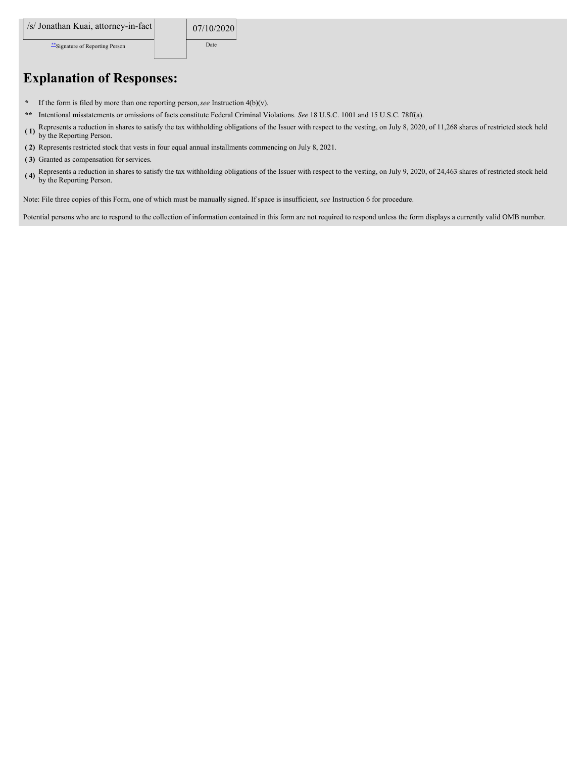| /s/ Jonathan Kuai, attorney-in-fact | | 07/10/2020 |
| --- | --- | --- |
| ** Signature of Reporting Person | | Date |

## Explanation of Responses:

\* If the form is filed by more than one reporting person, *see* Instruction 4(b)(v).

** Intentional misstatements or omissions of facts constitute Federal Criminal Violations. *See* 18 U.S.C. 1001 and 15 U.S.C. 78ff(a).

**( 1)** Represents a reduction in shares to satisfy the tax withholding obligations of the Issuer with respect to the vesting, on July 8, 2020, of 11,268 shares of restricted stock held by the Reporting Person.

**( 2)** Represents restricted stock that vests in four equal annual installments commencing on July 8, 2021.

**( 3)** Granted as compensation for services.

**( 4)** Represents a reduction in shares to satisfy the tax withholding obligations of the Issuer with respect to the vesting, on July 9, 2020, of 24,463 shares of restricted stock held by the Reporting Person.

Note: File three copies of this Form, one of which must be manually signed. If space is insufficient, *see* Instruction 6 for procedure.

Potential persons who are to respond to the collection of information contained in this form are not required to respond unless the form displays a currently valid OMB number.